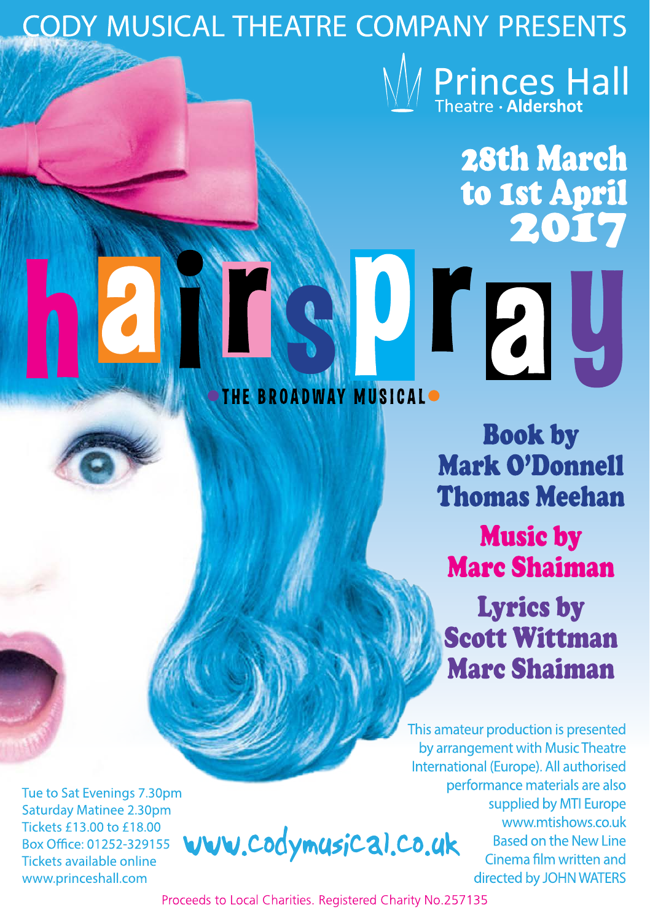CODY MUSICAL THEATRE COMPANY PRESENTS

Princes Hall
Theatre · **Aldershot**

## 28th March to 1st April 2017

# hairspray

**THE BROADWAY MUSICAL**

**Book by**
**Mark O'Donnell**
**Thomas Meehan**

**Music by**
**Marc Shaiman**

**Lyrics by**
**Scott Wittman**
**Marc Shaiman**

This amateur production is presented by arrangement with Music Theatre International (Europe). All authorised performance materials are also supplied by MTI Europe www.mtishows.co.uk

Based on the New Line Cinema film written and directed by JOHN WATERS

Tue to Sat Evenings 7.30pm
Saturday Matinee 2.30pm
Tickets £13.00 to £18.00
Box Office: 01252-329155
Tickets available online
www.princeshall.com

www.codymusical.co.uk

Proceeds to Local Charities. Registered Charity No.257135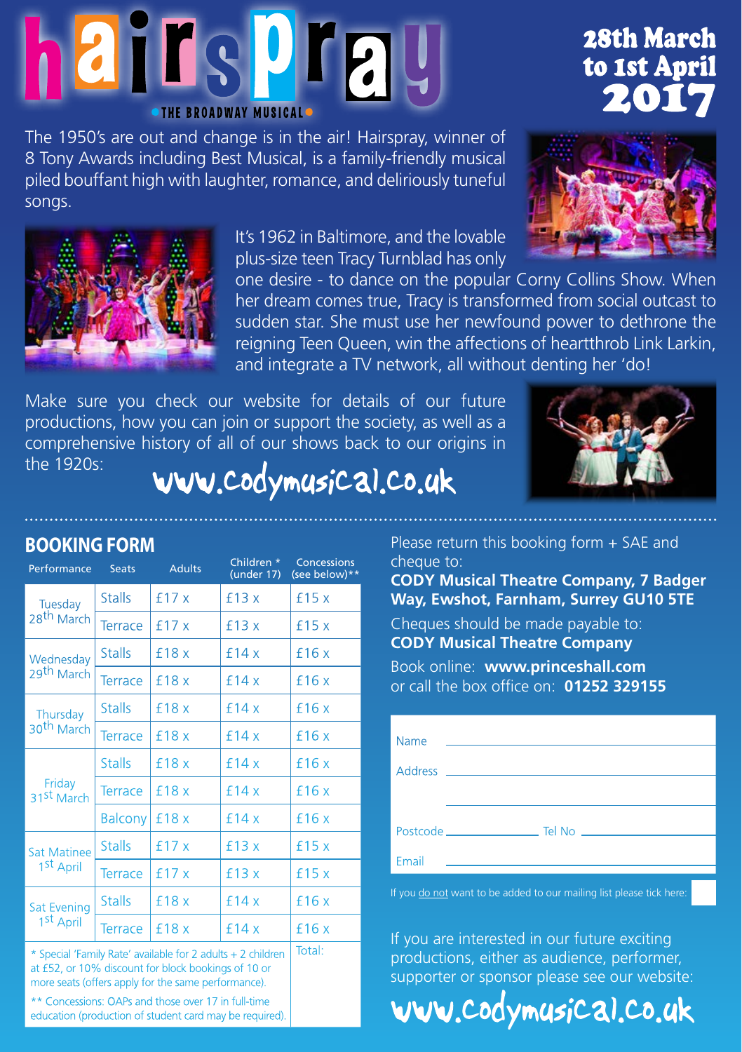# hairspray

THE BROADWAY MUSICAL

## 28th March to 1st April 2017

The 1950's are out and change is in the air! Hairspray, winner of 8 Tony Awards including Best Musical, is a family-friendly musical piled bouffant high with laughter, romance, and deliriously tuneful songs.

It's 1962 in Baltimore, and the lovable plus-size teen Tracy Turnblad has only one desire - to dance on the popular Corny Collins Show. When her dream comes true, Tracy is transformed from social outcast to sudden star. She must use her newfound power to dethrone the reigning Teen Queen, win the affections of heartthrob Link Larkin, and integrate a TV network, all without denting her 'do!

Make sure you check our website for details of our future productions, how you can join or support the society, as well as a comprehensive history of all of our shows back to our origins in the 1920s: **www.codymusical.co.uk**

## BOOKING FORM

| Performance | Seats | Adults | Children * (under 17) | Concessions (see below)** |
|---|---|---|---|---|
| Tuesday 28th March | Stalls | £17 x | £13 x | £15 x |
| | Terrace | £17 x | £13 x | £15 x |
| Wednesday 29th March | Stalls | £18 x | £14 x | £16 x |
| | Terrace | £18 x | £14 x | £16 x |
| Thursday 30th March | Stalls | £18 x | £14 x | £16 x |
| | Terrace | £18 x | £14 x | £16 x |
| Friday 31st March | Stalls | £18 x | £14 x | £16 x |
| | Terrace | £18 x | £14 x | £16 x |
| | Balcony | £18 x | £14 x | £16 x |
| Sat Matinee 1st April | Stalls | £17 x | £13 x | £15 x |
| | Terrace | £17 x | £13 x | £15 x |
| Sat Evening 1st April | Stalls | £18 x | £14 x | £16 x |
| | Terrace | £18 x | £14 x | £16 x |
| | | | | Total: |

* Special 'Family Rate' available for 2 adults + 2 children at £52, or 10% discount for block bookings of 10 or more seats (offers apply for the same performance).

** Concessions: OAPs and those over 17 in full-time education (production of student card may be required).

Please return this booking form + SAE and cheque to:
**CODY Musical Theatre Company, 7 Badger Way, Ewshot, Farnham, Surrey GU10 5TE**

Cheques should be made payable to:
**CODY Musical Theatre Company**

Book online: **www.princeshall.com**
or call the box office on: **01252 329155**

Name ______________________________

Address ______________________________

______________________________

Postcode ______________ Tel No ______________

Email ______________________________

If you do not want to be added to our mailing list please tick here: ☐

If you are interested in our future exciting productions, either as audience, performer, supporter or sponsor please see our website:

**www.codymusical.co.uk**